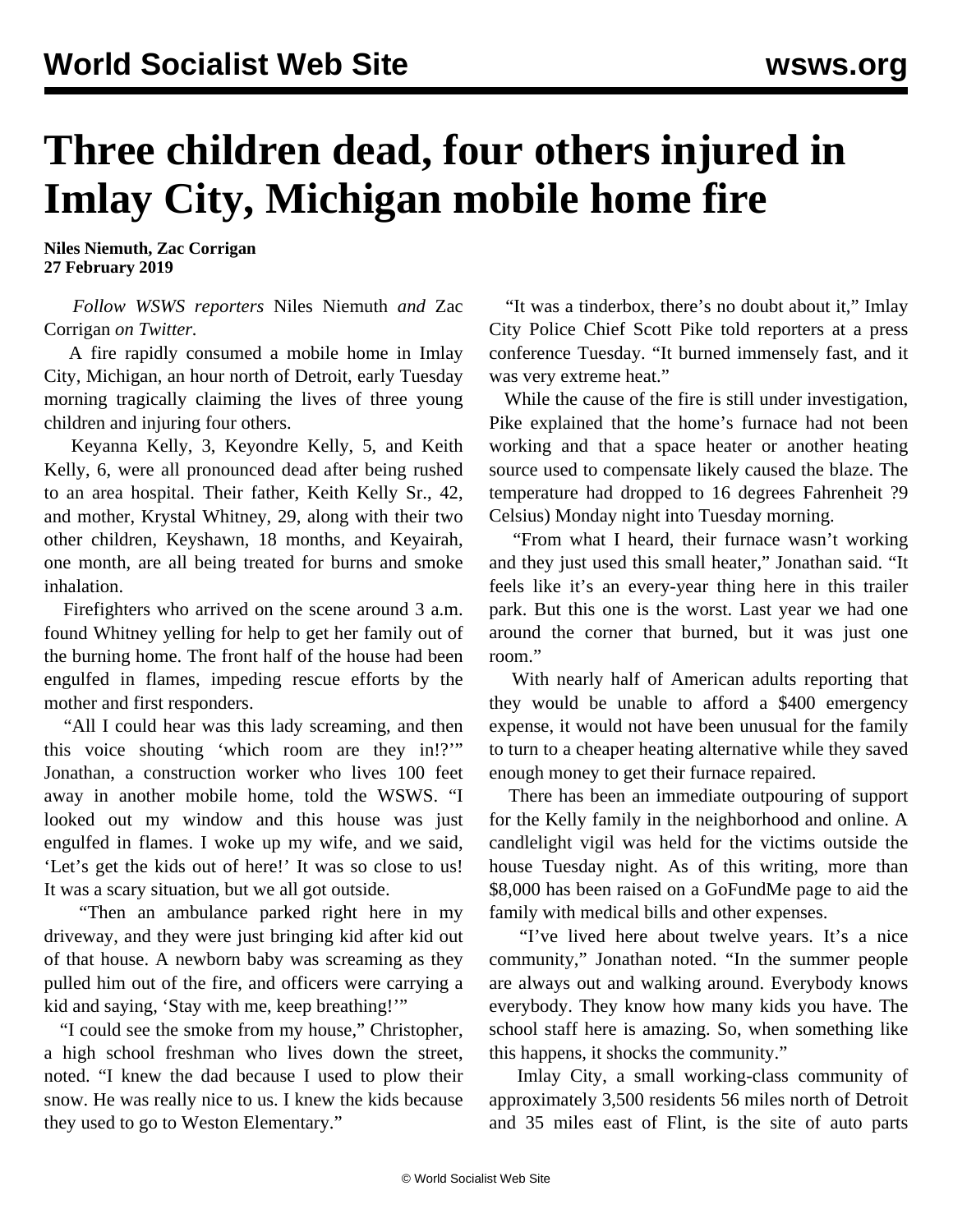# Three children dead, four others injured in Imlay City, Michigan mobile home fire

**Niles Niemuth, Zac Corrigan**
**27 February 2019**

*Follow WSWS reporters* Niles Niemuth *and* Zac Corrigan *on Twitter.*

A fire rapidly consumed a mobile home in Imlay City, Michigan, an hour north of Detroit, early Tuesday morning tragically claiming the lives of three young children and injuring four others.

Keyanna Kelly, 3, Keyondre Kelly, 5, and Keith Kelly, 6, were all pronounced dead after being rushed to an area hospital. Their father, Keith Kelly Sr., 42, and mother, Krystal Whitney, 29, along with their two other children, Keyshawn, 18 months, and Keyairah, one month, are all being treated for burns and smoke inhalation.

Firefighters who arrived on the scene around 3 a.m. found Whitney yelling for help to get her family out of the burning home. The front half of the house had been engulfed in flames, impeding rescue efforts by the mother and first responders.

"All I could hear was this lady screaming, and then this voice shouting 'which room are they in!?'" Jonathan, a construction worker who lives 100 feet away in another mobile home, told the WSWS. "I looked out my window and this house was just engulfed in flames. I woke up my wife, and we said, 'Let's get the kids out of here!' It was so close to us! It was a scary situation, but we all got outside.

"Then an ambulance parked right here in my driveway, and they were just bringing kid after kid out of that house. A newborn baby was screaming as they pulled him out of the fire, and officers were carrying a kid and saying, 'Stay with me, keep breathing!'"

"I could see the smoke from my house," Christopher, a high school freshman who lives down the street, noted. "I knew the dad because I used to plow their snow. He was really nice to us. I knew the kids because they used to go to Weston Elementary."

"It was a tinderbox, there's no doubt about it," Imlay City Police Chief Scott Pike told reporters at a press conference Tuesday. "It burned immensely fast, and it was very extreme heat."

While the cause of the fire is still under investigation, Pike explained that the home's furnace had not been working and that a space heater or another heating source used to compensate likely caused the blaze. The temperature had dropped to 16 degrees Fahrenheit ?9 Celsius) Monday night into Tuesday morning.

"From what I heard, their furnace wasn't working and they just used this small heater," Jonathan said. "It feels like it's an every-year thing here in this trailer park. But this one is the worst. Last year we had one around the corner that burned, but it was just one room."

With nearly half of American adults reporting that they would be unable to afford a $400 emergency expense, it would not have been unusual for the family to turn to a cheaper heating alternative while they saved enough money to get their furnace repaired.

There has been an immediate outpouring of support for the Kelly family in the neighborhood and online. A candlelight vigil was held for the victims outside the house Tuesday night. As of this writing, more than $8,000 has been raised on a GoFundMe page to aid the family with medical bills and other expenses.

"I've lived here about twelve years. It's a nice community," Jonathan noted. "In the summer people are always out and walking around. Everybody knows everybody. They know how many kids you have. The school staff here is amazing. So, when something like this happens, it shocks the community."

Imlay City, a small working-class community of approximately 3,500 residents 56 miles north of Detroit and 35 miles east of Flint, is the site of auto parts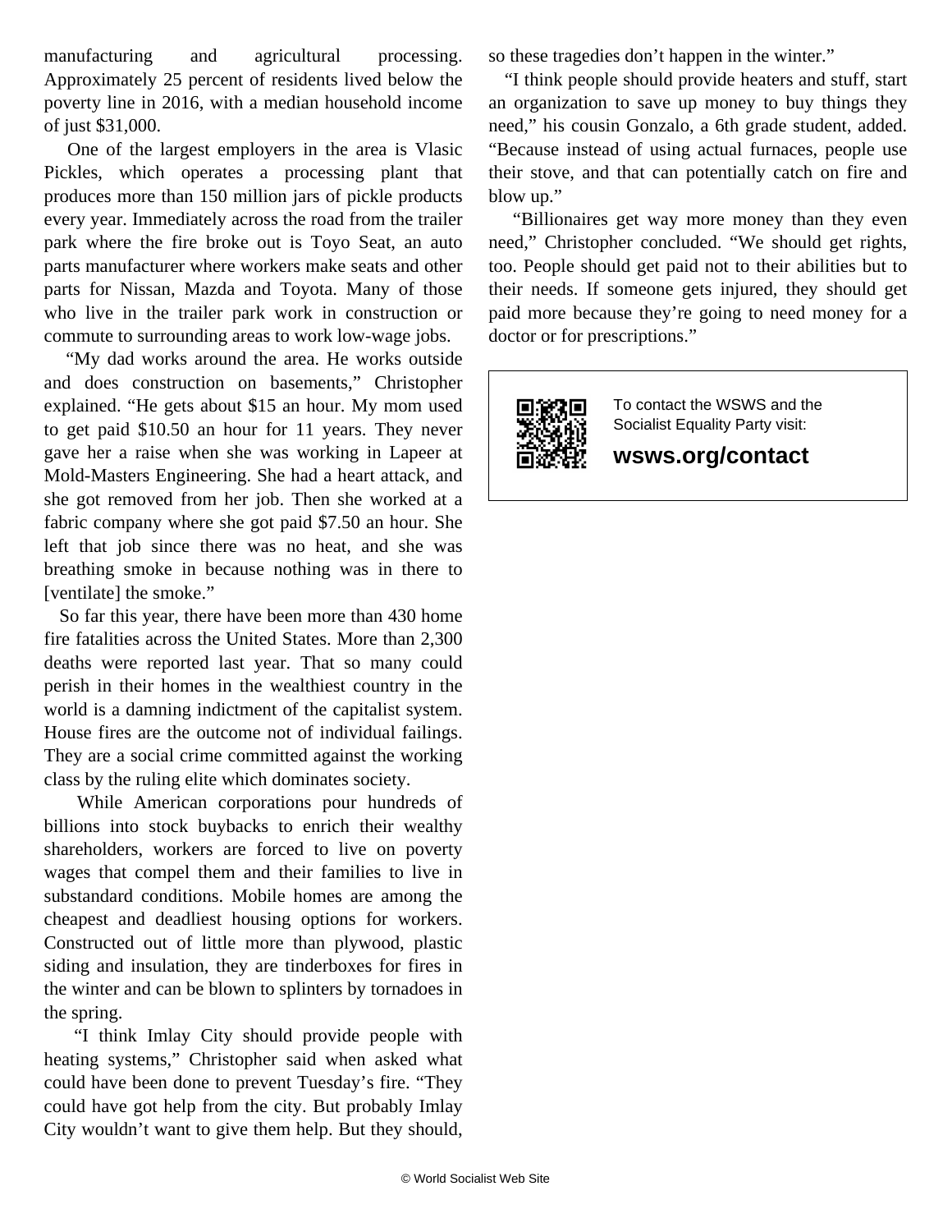manufacturing and agricultural processing. Approximately 25 percent of residents lived below the poverty line in 2016, with a median household income of just $31,000.

One of the largest employers in the area is Vlasic Pickles, which operates a processing plant that produces more than 150 million jars of pickle products every year. Immediately across the road from the trailer park where the fire broke out is Toyo Seat, an auto parts manufacturer where workers make seats and other parts for Nissan, Mazda and Toyota. Many of those who live in the trailer park work in construction or commute to surrounding areas to work low-wage jobs.

"My dad works around the area. He works outside and does construction on basements," Christopher explained. "He gets about $15 an hour. My mom used to get paid $10.50 an hour for 11 years. They never gave her a raise when she was working in Lapeer at Mold-Masters Engineering. She had a heart attack, and she got removed from her job. Then she worked at a fabric company where she got paid $7.50 an hour. She left that job since there was no heat, and she was breathing smoke in because nothing was in there to [ventilate] the smoke."

So far this year, there have been more than 430 home fire fatalities across the United States. More than 2,300 deaths were reported last year. That so many could perish in their homes in the wealthiest country in the world is a damning indictment of the capitalist system. House fires are the outcome not of individual failings. They are a social crime committed against the working class by the ruling elite which dominates society.

While American corporations pour hundreds of billions into stock buybacks to enrich their wealthy shareholders, workers are forced to live on poverty wages that compel them and their families to live in substandard conditions. Mobile homes are among the cheapest and deadliest housing options for workers. Constructed out of little more than plywood, plastic siding and insulation, they are tinderboxes for fires in the winter and can be blown to splinters by tornadoes in the spring.

"I think Imlay City should provide people with heating systems," Christopher said when asked what could have been done to prevent Tuesday's fire. "They could have got help from the city. But probably Imlay City wouldn't want to give them help. But they should, so these tragedies don't happen in the winter."

"I think people should provide heaters and stuff, start an organization to save up money to buy things they need," his cousin Gonzalo, a 6th grade student, added. "Because instead of using actual furnaces, people use their stove, and that can potentially catch on fire and blow up."

"Billionaires get way more money than they even need," Christopher concluded. "We should get rights, too. People should get paid not to their abilities but to their needs. If someone gets injured, they should get paid more because they're going to need money for a doctor or for prescriptions."

To contact the WSWS and the Socialist Equality Party visit:

**wsws.org/contact**